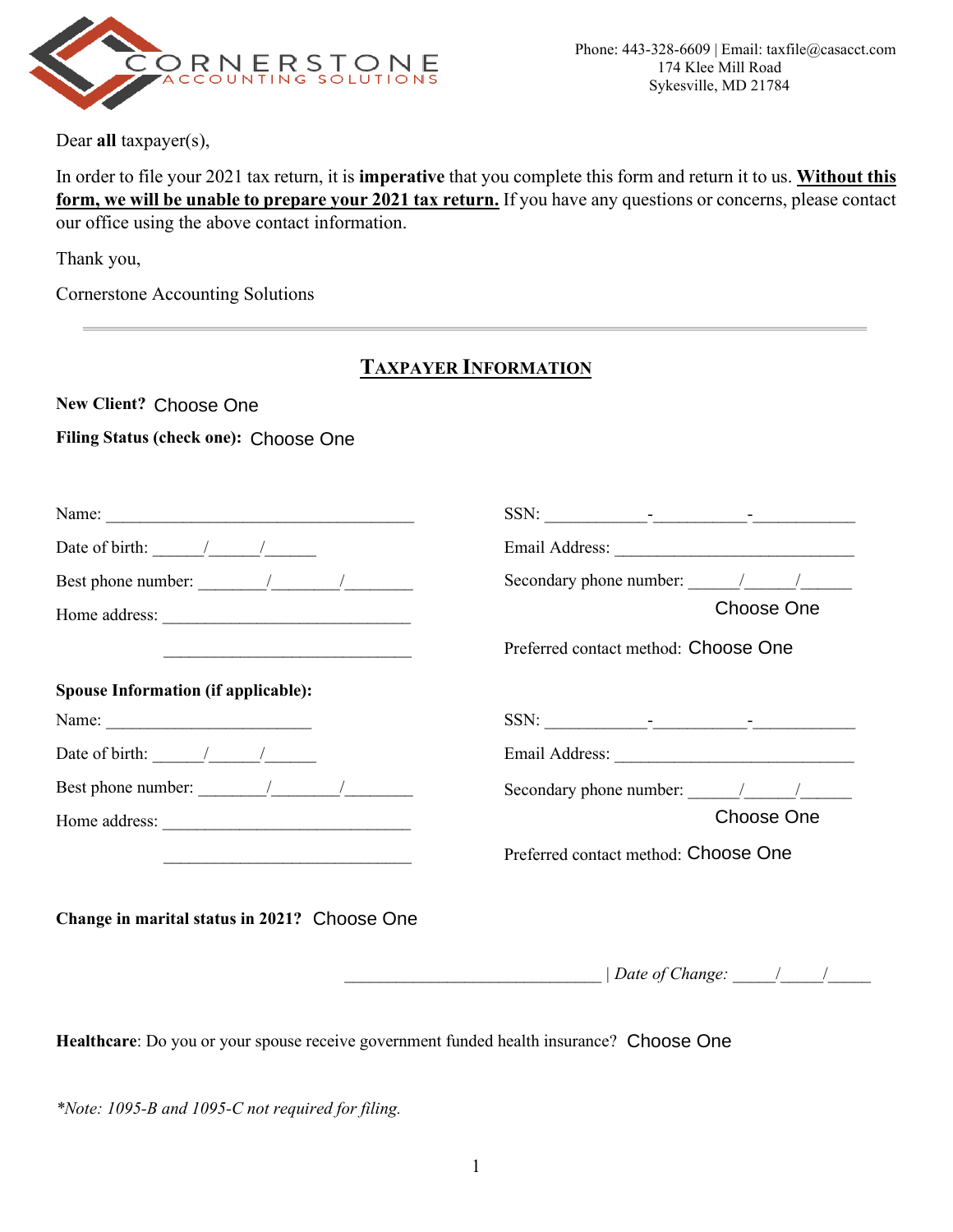CORNERSTONE ACCOUNTING SOLUTIONS

Phone: 443-328-6609 | Email: taxfile@casacct.com
174 Klee Mill Road
Sykesville, MD 21784

Dear **all** taxpayer(s),

In order to file your 2021 tax return, it is **imperative** that you complete this form and return it to us. **Without this form, we will be unable to prepare your 2021 tax return.** If you have any questions or concerns, please contact our office using the above contact information.

Thank you,

Cornerstone Accounting Solutions

---

## TAXPAYER INFORMATION

**New Client?** Choose One

**Filing Status (check one):** Choose One

Name: ___________________________________

Date of birth: ______/______/______

Best phone number: ________/________/________

Home address: ____________________________

____________________________

SSN: ___________-___________-___________

Email Address: ___________________________

Secondary phone number: ______/______/______

Choose One

Preferred contact method: Choose One

**Spouse Information (if applicable):**

Name: _______________________

Date of birth: ______/______/______

Best phone number: ________/________/________

Home address: ____________________________

____________________________

SSN: ___________-___________-___________

Email Address: ___________________________

Secondary phone number: ______/______/______

Choose One

Preferred contact method: Choose One

**Change in marital status in 2021?** Choose One

_____________________________ | *Date of Change:* _____/_____/_____

**Healthcare**: Do you or your spouse receive government funded health insurance? Choose One

*\*Note: 1095-B and 1095-C not required for filing.*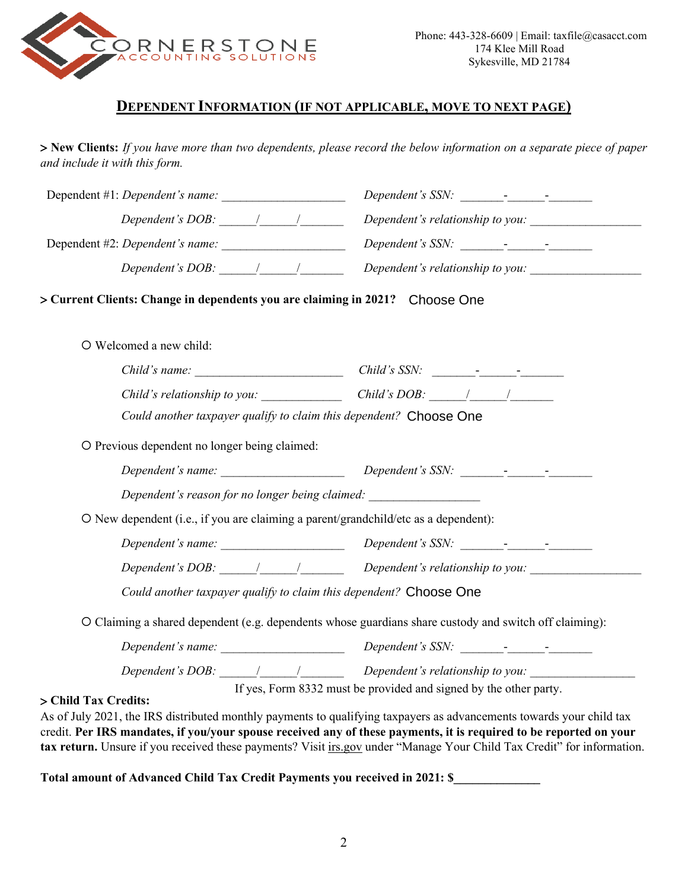CORNERSTONE ACCOUNTING SOLUTIONS

Phone: 443-328-6609 | Email: taxfile@casacct.com
174 Klee Mill Road
Sykesville, MD 21784

## DEPENDENT INFORMATION (IF NOT APPLICABLE, MOVE TO NEXT PAGE)

**> New Clients:** *If you have more than two dependents, please record the below information on a separate piece of paper and include it with this form.*

Dependent #1: *Dependent's name:* ____________________ *Dependent's SSN:* _______-______-_______

*Dependent's DOB:* ______/______/_______ *Dependent's relationship to you:* __________________

Dependent #2: *Dependent's name:* ____________________ *Dependent's SSN:* _______-______-_______

*Dependent's DOB:* ______/______/_______ *Dependent's relationship to you:* __________________

**> Current Clients: Change in dependents you are claiming in 2021?** Choose One

○ Welcomed a new child:

*Child's name:* ________________________ *Child's SSN:* _______-______-_______

*Child's relationship to you:* _____________ *Child's DOB:* ______/______/_______

*Could another taxpayer qualify to claim this dependent?* Choose One

○ Previous dependent no longer being claimed:

*Dependent's name:* ____________________ *Dependent's SSN:* _______-______-_______

*Dependent's reason for no longer being claimed:* __________________

○ New dependent (i.e., if you are claiming a parent/grandchild/etc as a dependent):

*Dependent's name:* ____________________ *Dependent's SSN:* _______-______-_______

*Dependent's DOB:* ______/______/_______ *Dependent's relationship to you:* __________________

*Could another taxpayer qualify to claim this dependent?* Choose One

○ Claiming a shared dependent (e.g. dependents whose guardians share custody and switch off claiming):

*Dependent's name:* ____________________ *Dependent's SSN:* _______-______-_______

*Dependent's DOB:* ______/______/_______ *Dependent's relationship to you:* _________________

If yes, Form 8332 must be provided and signed by the other party.

**> Child Tax Credits:**

As of July 2021, the IRS distributed monthly payments to qualifying taxpayers as advancements towards your child tax credit. **Per IRS mandates, if you/your spouse received any of these payments, it is required to be reported on your tax return.** Unsure if you received these payments? Visit irs.gov under "Manage Your Child Tax Credit" for information.

**Total amount of Advanced Child Tax Credit Payments you received in 2021: $______________**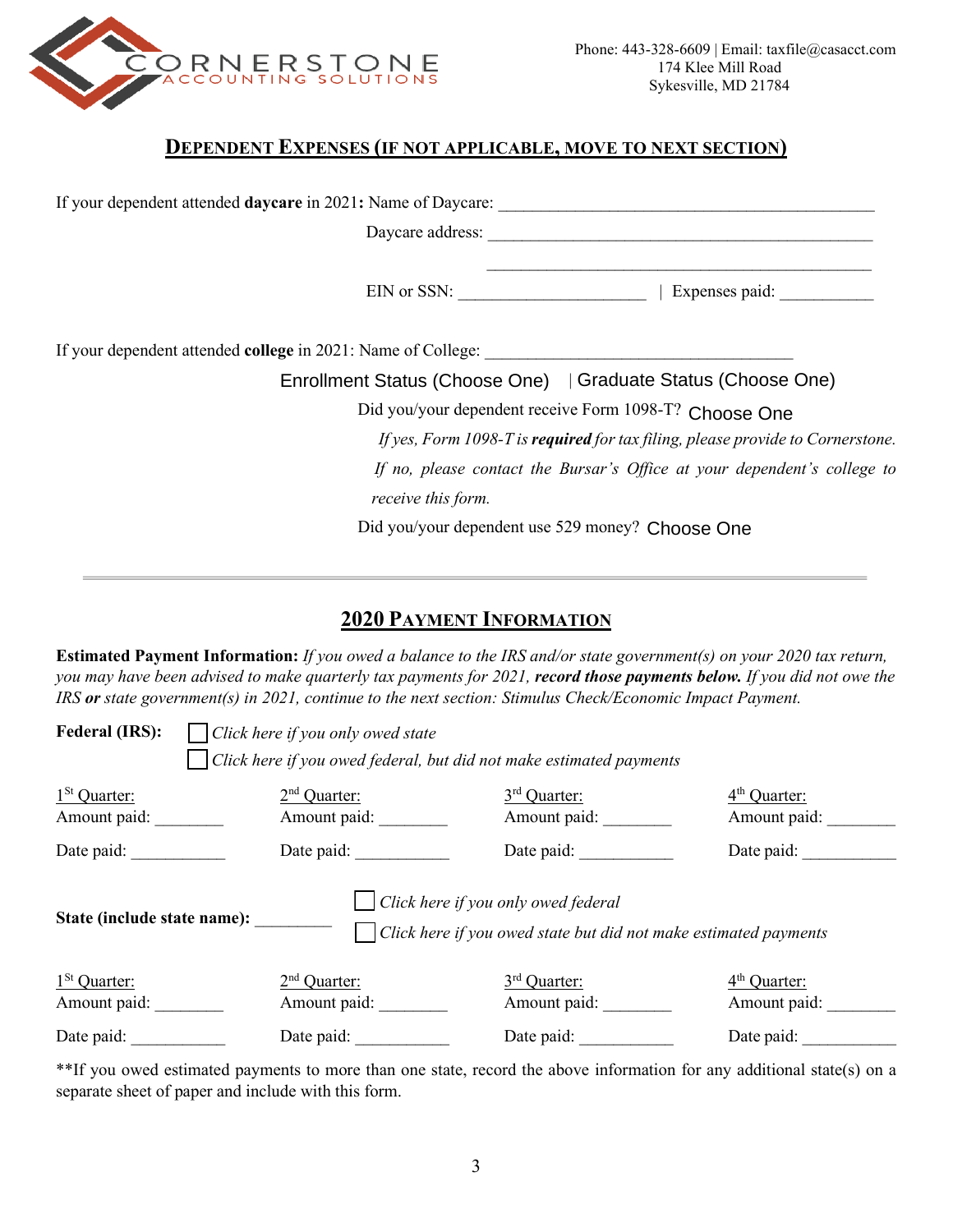CORNERSTONE
ACCOUNTING SOLUTIONS

Phone: 443-328-6609 | Email: taxfile@casacct.com
174 Klee Mill Road
Sykesville, MD 21784

## DEPENDENT EXPENSES (IF NOT APPLICABLE, MOVE TO NEXT SECTION)

If your dependent attended **daycare** in 2021**:** Name of Daycare: ______________________________________________

Daycare address: ______________________________________________

______________________________________________

EIN or SSN: ______________________ | Expenses paid: ___________

If your dependent attended **college** in 2021: Name of College: ____________________________________

Enrollment Status (Choose One) | Graduate Status (Choose One)

Did you/your dependent receive Form 1098-T? Choose One

*If yes, Form 1098-T is **required** for tax filing, please provide to Cornerstone.*

*If no, please contact the Bursar's Office at your dependent's college to receive this form.*

Did you/your dependent use 529 money? Choose One

---

## 2020 PAYMENT INFORMATION

**Estimated Payment Information:** *If you owed a balance to the IRS and/or state government(s) on your 2020 tax return, you may have been advised to make quarterly tax payments for 2021, **record those payments below.** If you did not owe the IRS **or** state government(s) in 2021, continue to the next section: Stimulus Check/Economic Impact Payment.*

**Federal (IRS):**

- ☐ *Click here if you only owed state*
- ☐ *Click here if you owed federal, but did not make estimated payments*

| 1st Quarter: | 2nd Quarter: | 3rd Quarter: | 4th Quarter: |
|---|---|---|---|
| Amount paid: ________ | Amount paid: ________ | Amount paid: ________ | Amount paid: ________ |
| Date paid: ___________ | Date paid: ___________ | Date paid: ___________ | Date paid: ___________ |

**State (include state name):** _________

- ☐ *Click here if you only owed federal*
- ☐ *Click here if you owed state but did not make estimated payments*

| 1st Quarter: | 2nd Quarter: | 3rd Quarter: | 4th Quarter: |
|---|---|---|---|
| Amount paid: ________ | Amount paid: ________ | Amount paid: ________ | Amount paid: ________ |
| Date paid: ___________ | Date paid: ___________ | Date paid: ___________ | Date paid: ___________ |

**If you owed estimated payments to more than one state, record the above information for any additional state(s) on a separate sheet of paper and include with this form.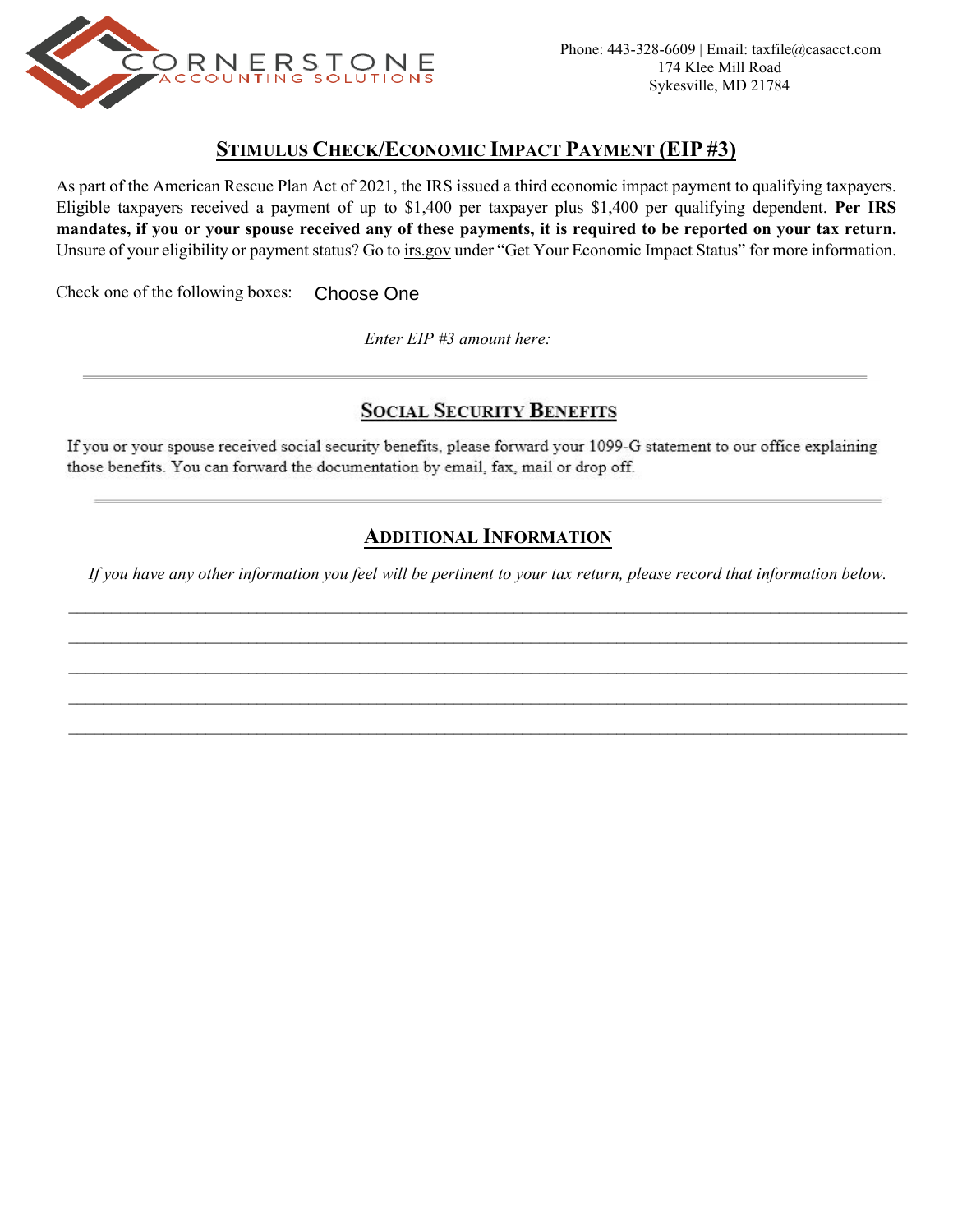CORNERSTONE
ACCOUNTING SOLUTIONS

Phone: 443-328-6609 | Email: taxfile@casacct.com
174 Klee Mill Road
Sykesville, MD 21784

## STIMULUS CHECK/ECONOMIC IMPACT PAYMENT (EIP #3)

As part of the American Rescue Plan Act of 2021, the IRS issued a third economic impact payment to qualifying taxpayers. Eligible taxpayers received a payment of up to $1,400 per taxpayer plus $1,400 per qualifying dependent. **Per IRS mandates, if you or your spouse received any of these payments, it is required to be reported on your tax return.** Unsure of your eligibility or payment status? Go to irs.gov under "Get Your Economic Impact Status" for more information.

Check one of the following boxes: Choose One

*Enter EIP #3 amount here:*

---

## SOCIAL SECURITY BENEFITS

If you or your spouse received social security benefits, please forward your 1099-G statement to our office explaining those benefits. You can forward the documentation by email, fax, mail or drop off.

---

## ADDITIONAL INFORMATION

*If you have any other information you feel will be pertinent to your tax return, please record that information below.*

______________________________________________________________________________

______________________________________________________________________________

______________________________________________________________________________

______________________________________________________________________________

______________________________________________________________________________